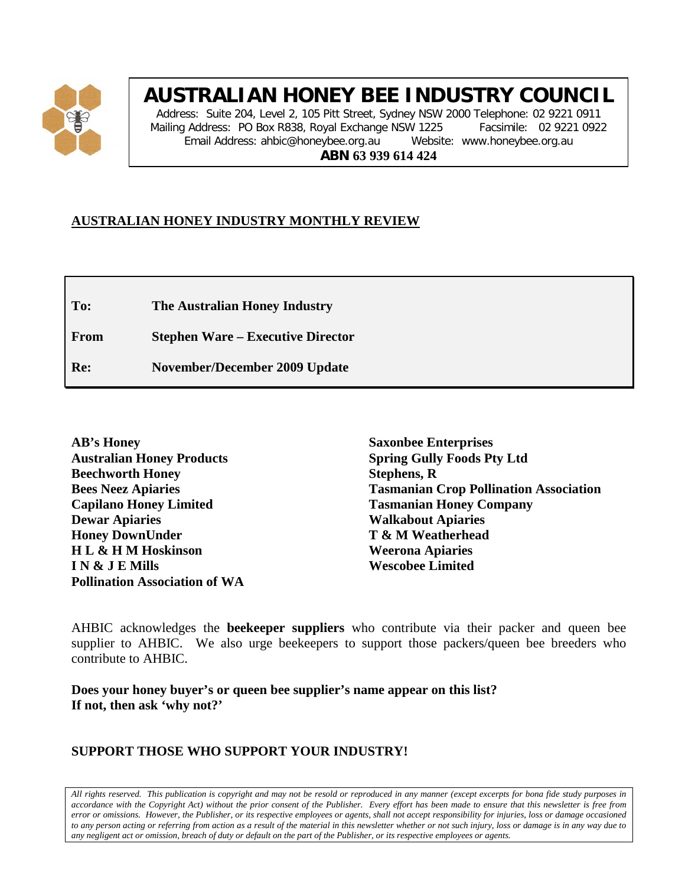# AUSTRALIAN HONEY BEE INDUSTRY COUNCIL

Address: Suite 204, Level 2, 105 Pitt Street, Sydney NSW 2000 Telephone: 02 9221 0911
Mailing Address: PO Box R838, Royal Exchange NSW 1225 Facsimile: 02 9221 0922
Email Address: ahbic@honeybee.org.au Website: www.honeybee.org.au
**ABN 63 939 614 424**

## AUSTRALIAN HONEY INDUSTRY MONTHLY REVIEW

| | |
|---|---|
| **To:** | **The Australian Honey Industry** |
| **From** | **Stephen Ware – Executive Director** |
| **Re:** | **November/December 2009 Update** |

**AB's Honey**
**Australian Honey Products**
**Beechworth Honey**
**Bees Neez Apiaries**
**Capilano Honey Limited**
**Dewar Apiaries**
**Honey DownUnder**
**H L & H M Hoskinson**
**I N & J E Mills**
**Pollination Association of WA**
**Saxonbee Enterprises**
**Spring Gully Foods Pty Ltd**
**Stephens, R**
**Tasmanian Crop Pollination Association**
**Tasmanian Honey Company**
**Walkabout Apiaries**
**T & M Weatherhead**
**Weerona Apiaries**
**Wescobee Limited**

AHBIC acknowledges the **beekeeper suppliers** who contribute via their packer and queen bee supplier to AHBIC. We also urge beekeepers to support those packers/queen bee breeders who contribute to AHBIC.

**Does your honey buyer's or queen bee supplier's name appear on this list?**
**If not, then ask 'why not?'**

**SUPPORT THOSE WHO SUPPORT YOUR INDUSTRY!**

*All rights reserved. This publication is copyright and may not be resold or reproduced in any manner (except excerpts for bona fide study purposes in accordance with the Copyright Act) without the prior consent of the Publisher. Every effort has been made to ensure that this newsletter is free from error or omissions. However, the Publisher, or its respective employees or agents, shall not accept responsibility for injuries, loss or damage occasioned to any person acting or referring from action as a result of the material in this newsletter whether or not such injury, loss or damage is in any way due to any negligent act or omission, breach of duty or default on the part of the Publisher, or its respective employees or agents.*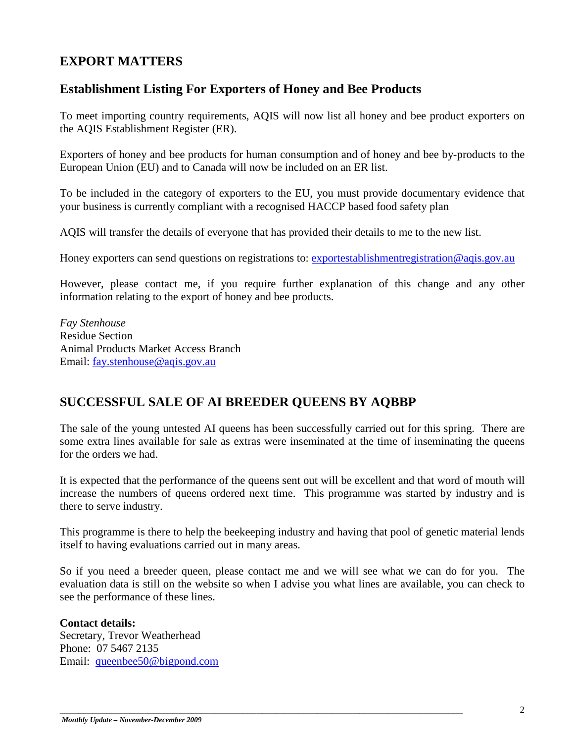# EXPORT MATTERS

## Establishment Listing For Exporters of Honey and Bee Products

To meet importing country requirements, AQIS will now list all honey and bee product exporters on the AQIS Establishment Register (ER).

Exporters of honey and bee products for human consumption and of honey and bee by-products to the European Union (EU) and to Canada will now be included on an ER list.

To be included in the category of exporters to the EU, you must provide documentary evidence that your business is currently compliant with a recognised HACCP based food safety plan

AQIS will transfer the details of everyone that has provided their details to me to the new list.

Honey exporters can send questions on registrations to: exportestablishmentregistration@aqis.gov.au

However, please contact me, if you require further explanation of this change and any other information relating to the export of honey and bee products.

*Fay Stenhouse*
Residue Section
Animal Products Market Access Branch
Email: fay.stenhouse@aqis.gov.au

# SUCCESSFUL SALE OF AI BREEDER QUEENS BY AQBBP

The sale of the young untested AI queens has been successfully carried out for this spring. There are some extra lines available for sale as extras were inseminated at the time of inseminating the queens for the orders we had.

It is expected that the performance of the queens sent out will be excellent and that word of mouth will increase the numbers of queens ordered next time. This programme was started by industry and is there to serve industry.

This programme is there to help the beekeeping industry and having that pool of genetic material lends itself to having evaluations carried out in many areas.

So if you need a breeder queen, please contact me and we will see what we can do for you. The evaluation data is still on the website so when I advise you what lines are available, you can check to see the performance of these lines.

**Contact details:**
Secretary, Trevor Weatherhead
Phone: 07 5467 2135
Email: queenbee50@bigpond.com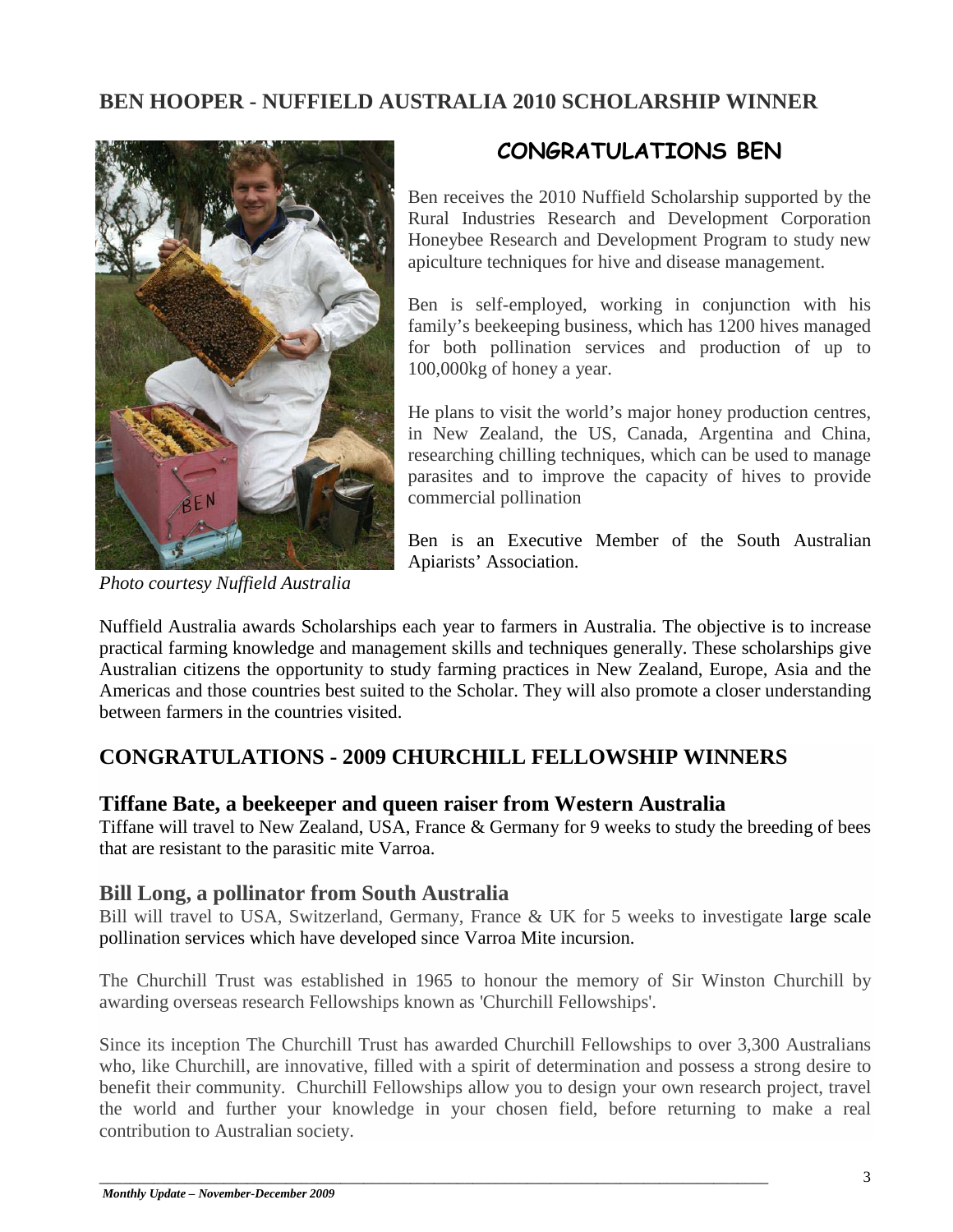## BEN HOOPER - NUFFIELD AUSTRALIA 2010 SCHOLARSHIP WINNER

### CONGRATULATIONS BEN

Ben receives the 2010 Nuffield Scholarship supported by the Rural Industries Research and Development Corporation Honeybee Research and Development Program to study new apiculture techniques for hive and disease management.

Ben is self-employed, working in conjunction with his family's beekeeping business, which has 1200 hives managed for both pollination services and production of up to 100,000kg of honey a year.

He plans to visit the world's major honey production centres, in New Zealand, the US, Canada, Argentina and China, researching chilling techniques, which can be used to manage parasites and to improve the capacity of hives to provide commercial pollination

Ben is an Executive Member of the South Australian Apiarists' Association.

*Photo courtesy Nuffield Australia*

Nuffield Australia awards Scholarships each year to farmers in Australia. The objective is to increase practical farming knowledge and management skills and techniques generally. These scholarships give Australian citizens the opportunity to study farming practices in New Zealand, Europe, Asia and the Americas and those countries best suited to the Scholar. They will also promote a closer understanding between farmers in the countries visited.

## CONGRATULATIONS - 2009 CHURCHILL FELLOWSHIP WINNERS

### Tiffane Bate, a beekeeper and queen raiser from Western Australia

Tiffane will travel to New Zealand, USA, France & Germany for 9 weeks to study the breeding of bees that are resistant to the parasitic mite Varroa.

### Bill Long, a pollinator from South Australia

Bill will travel to USA, Switzerland, Germany, France & UK for 5 weeks to investigate large scale pollination services which have developed since Varroa Mite incursion.

The Churchill Trust was established in 1965 to honour the memory of Sir Winston Churchill by awarding overseas research Fellowships known as 'Churchill Fellowships'.

Since its inception The Churchill Trust has awarded Churchill Fellowships to over 3,300 Australians who, like Churchill, are innovative, filled with a spirit of determination and possess a strong desire to benefit their community. Churchill Fellowships allow you to design your own research project, travel the world and further your knowledge in your chosen field, before returning to make a real contribution to Australian society.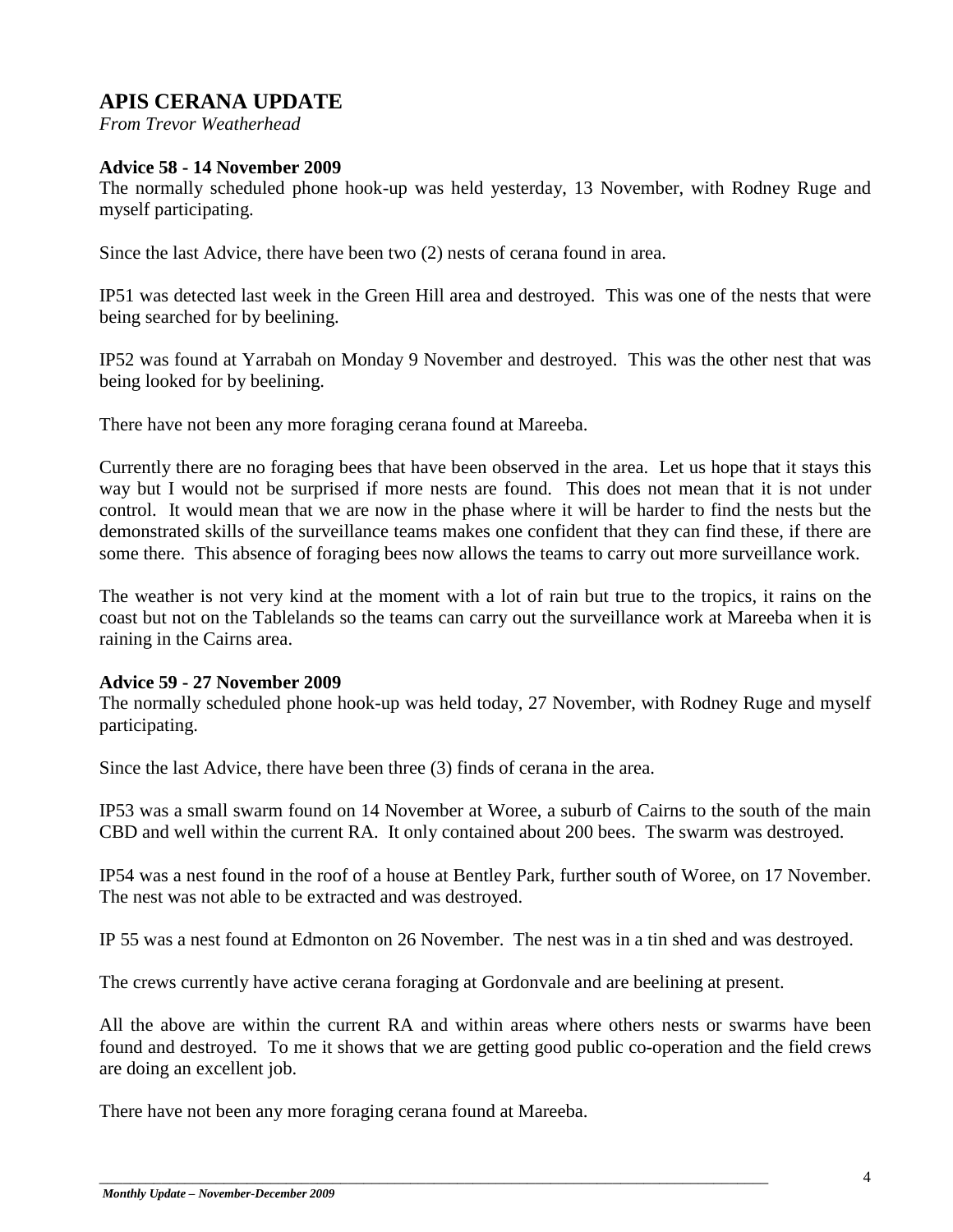## APIS CERANA UPDATE

*From Trevor Weatherhead*

**Advice 58 - 14 November 2009**

The normally scheduled phone hook-up was held yesterday, 13 November, with Rodney Ruge and myself participating.

Since the last Advice, there have been two (2) nests of cerana found in area.

IP51 was detected last week in the Green Hill area and destroyed. This was one of the nests that were being searched for by beelining.

IP52 was found at Yarrabah on Monday 9 November and destroyed. This was the other nest that was being looked for by beelining.

There have not been any more foraging cerana found at Mareeba.

Currently there are no foraging bees that have been observed in the area. Let us hope that it stays this way but I would not be surprised if more nests are found. This does not mean that it is not under control. It would mean that we are now in the phase where it will be harder to find the nests but the demonstrated skills of the surveillance teams makes one confident that they can find these, if there are some there. This absence of foraging bees now allows the teams to carry out more surveillance work.

The weather is not very kind at the moment with a lot of rain but true to the tropics, it rains on the coast but not on the Tablelands so the teams can carry out the surveillance work at Mareeba when it is raining in the Cairns area.

**Advice 59 - 27 November 2009**

The normally scheduled phone hook-up was held today, 27 November, with Rodney Ruge and myself participating.

Since the last Advice, there have been three (3) finds of cerana in the area.

IP53 was a small swarm found on 14 November at Woree, a suburb of Cairns to the south of the main CBD and well within the current RA. It only contained about 200 bees. The swarm was destroyed.

IP54 was a nest found in the roof of a house at Bentley Park, further south of Woree, on 17 November. The nest was not able to be extracted and was destroyed.

IP 55 was a nest found at Edmonton on 26 November. The nest was in a tin shed and was destroyed.

The crews currently have active cerana foraging at Gordonvale and are beelining at present.

All the above are within the current RA and within areas where others nests or swarms have been found and destroyed. To me it shows that we are getting good public co-operation and the field crews are doing an excellent job.

There have not been any more foraging cerana found at Mareeba.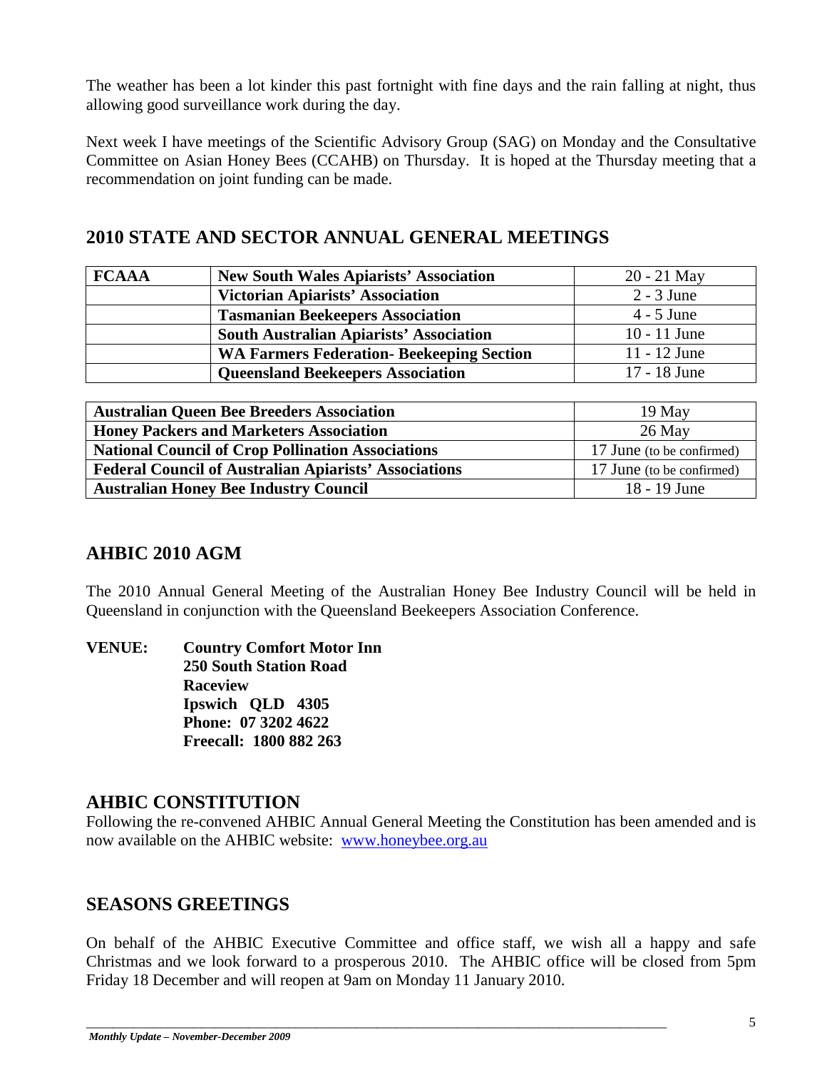The weather has been a lot kinder this past fortnight with fine days and the rain falling at night, thus allowing good surveillance work during the day.

Next week I have meetings of the Scientific Advisory Group (SAG) on Monday and the Consultative Committee on Asian Honey Bees (CCAHB) on Thursday. It is hoped at the Thursday meeting that a recommendation on joint funding can be made.

## 2010 STATE AND SECTOR ANNUAL GENERAL MEETINGS

| **FCAAA** | **New South Wales Apiarists' Association** | 20 - 21 May |
|---|---|---|
| | **Victorian Apiarists' Association** | 2 - 3 June |
| | **Tasmanian Beekeepers Association** | 4 - 5 June |
| | **South Australian Apiarists' Association** | 10 - 11 June |
| | **WA Farmers Federation- Beekeeping Section** | 11 - 12 June |
| | **Queensland Beekeepers Association** | 17 - 18 June |

| **Australian Queen Bee Breeders Association** | 19 May |
|---|---|
| **Honey Packers and Marketers Association** | 26 May |
| **National Council of Crop Pollination Associations** | 17 June (to be confirmed) |
| **Federal Council of Australian Apiarists' Associations** | 17 June (to be confirmed) |
| **Australian Honey Bee Industry Council** | 18 - 19 June |

## AHBIC 2010 AGM

The 2010 Annual General Meeting of the Australian Honey Bee Industry Council will be held in Queensland in conjunction with the Queensland Beekeepers Association Conference.

**VENUE:** **Country Comfort Motor Inn**
**250 South Station Road**
**Raceview**
**Ipswich QLD 4305**
**Phone: 07 3202 4622**
**Freecall: 1800 882 263**

## AHBIC CONSTITUTION

Following the re-convened AHBIC Annual General Meeting the Constitution has been amended and is now available on the AHBIC website: www.honeybee.org.au

## SEASONS GREETINGS

On behalf of the AHBIC Executive Committee and office staff, we wish all a happy and safe Christmas and we look forward to a prosperous 2010. The AHBIC office will be closed from 5pm Friday 18 December and will reopen at 9am on Monday 11 January 2010.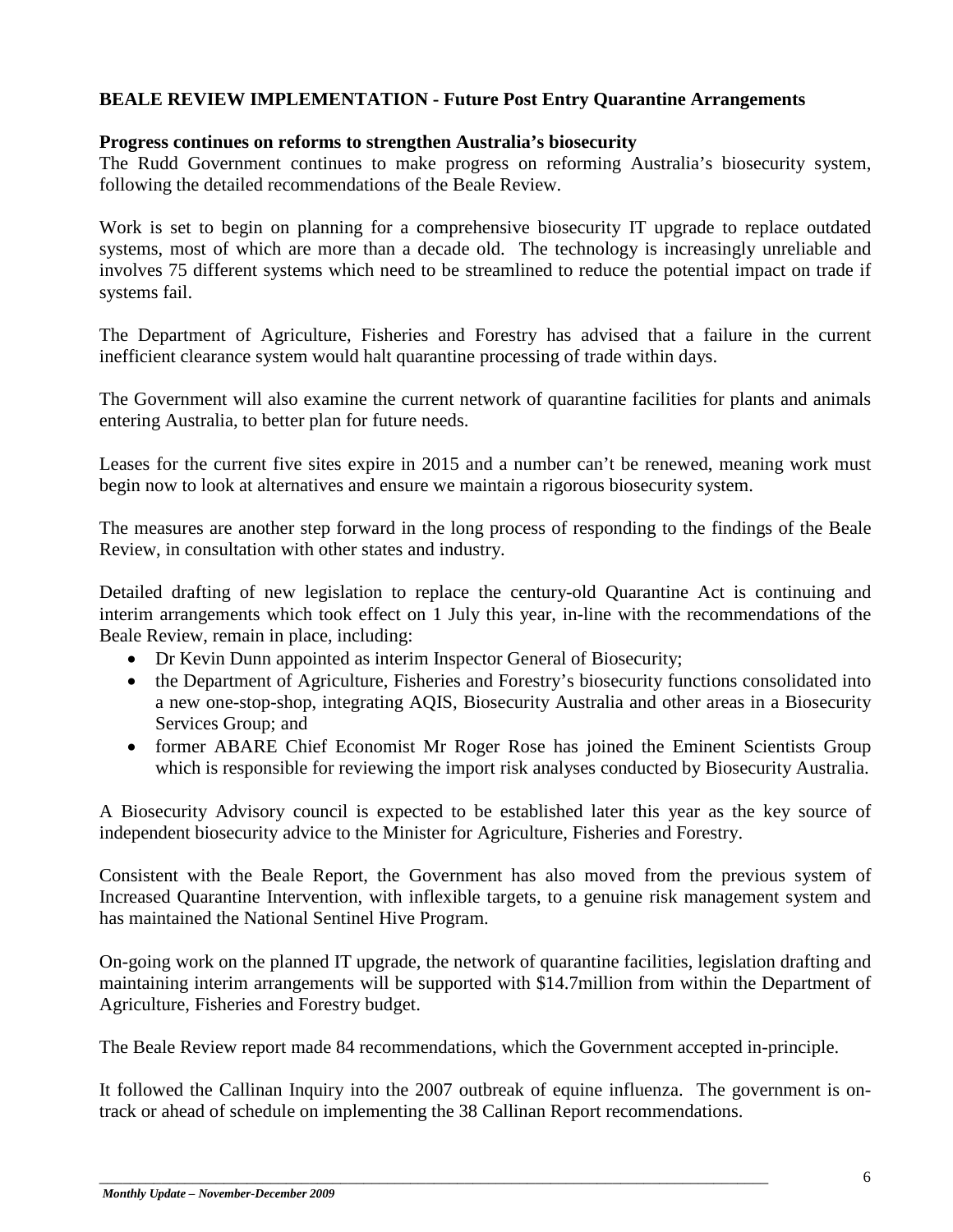## BEALE REVIEW IMPLEMENTATION - Future Post Entry Quarantine Arrangements

**Progress continues on reforms to strengthen Australia's biosecurity**

The Rudd Government continues to make progress on reforming Australia's biosecurity system, following the detailed recommendations of the Beale Review.

Work is set to begin on planning for a comprehensive biosecurity IT upgrade to replace outdated systems, most of which are more than a decade old. The technology is increasingly unreliable and involves 75 different systems which need to be streamlined to reduce the potential impact on trade if systems fail.

The Department of Agriculture, Fisheries and Forestry has advised that a failure in the current inefficient clearance system would halt quarantine processing of trade within days.

The Government will also examine the current network of quarantine facilities for plants and animals entering Australia, to better plan for future needs.

Leases for the current five sites expire in 2015 and a number can't be renewed, meaning work must begin now to look at alternatives and ensure we maintain a rigorous biosecurity system.

The measures are another step forward in the long process of responding to the findings of the Beale Review, in consultation with other states and industry.

Detailed drafting of new legislation to replace the century-old Quarantine Act is continuing and interim arrangements which took effect on 1 July this year, in-line with the recommendations of the Beale Review, remain in place, including:

- Dr Kevin Dunn appointed as interim Inspector General of Biosecurity;
- the Department of Agriculture, Fisheries and Forestry's biosecurity functions consolidated into a new one-stop-shop, integrating AQIS, Biosecurity Australia and other areas in a Biosecurity Services Group; and
- former ABARE Chief Economist Mr Roger Rose has joined the Eminent Scientists Group which is responsible for reviewing the import risk analyses conducted by Biosecurity Australia.

A Biosecurity Advisory council is expected to be established later this year as the key source of independent biosecurity advice to the Minister for Agriculture, Fisheries and Forestry.

Consistent with the Beale Report, the Government has also moved from the previous system of Increased Quarantine Intervention, with inflexible targets, to a genuine risk management system and has maintained the National Sentinel Hive Program.

On-going work on the planned IT upgrade, the network of quarantine facilities, legislation drafting and maintaining interim arrangements will be supported with $14.7million from within the Department of Agriculture, Fisheries and Forestry budget.

The Beale Review report made 84 recommendations, which the Government accepted in-principle.

It followed the Callinan Inquiry into the 2007 outbreak of equine influenza. The government is on-track or ahead of schedule on implementing the 38 Callinan Report recommendations.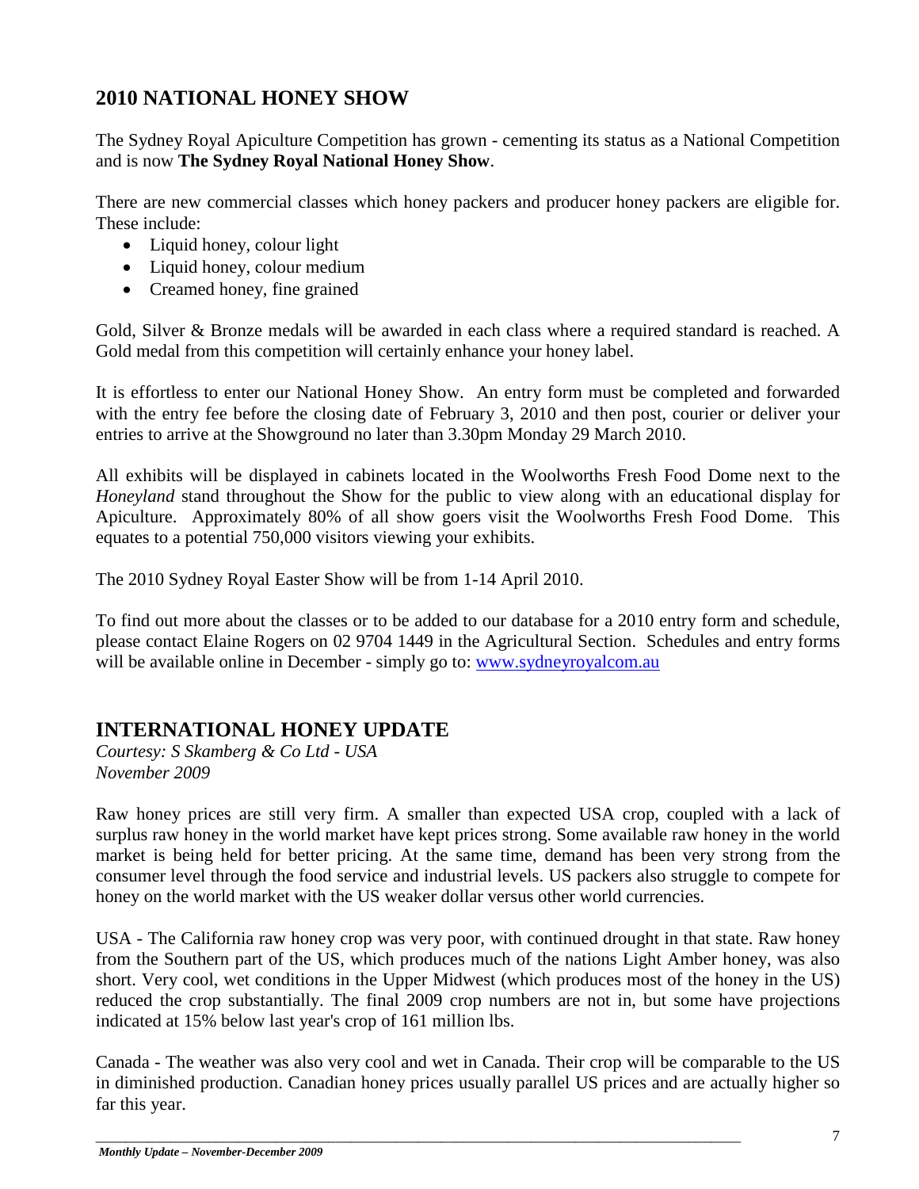## 2010 NATIONAL HONEY SHOW

The Sydney Royal Apiculture Competition has grown - cementing its status as a National Competition and is now **The Sydney Royal National Honey Show**.

There are new commercial classes which honey packers and producer honey packers are eligible for. These include:

- Liquid honey, colour light
- Liquid honey, colour medium
- Creamed honey, fine grained

Gold, Silver & Bronze medals will be awarded in each class where a required standard is reached. A Gold medal from this competition will certainly enhance your honey label.

It is effortless to enter our National Honey Show. An entry form must be completed and forwarded with the entry fee before the closing date of February 3, 2010 and then post, courier or deliver your entries to arrive at the Showground no later than 3.30pm Monday 29 March 2010.

All exhibits will be displayed in cabinets located in the Woolworths Fresh Food Dome next to the *Honeyland* stand throughout the Show for the public to view along with an educational display for Apiculture. Approximately 80% of all show goers visit the Woolworths Fresh Food Dome. This equates to a potential 750,000 visitors viewing your exhibits.

The 2010 Sydney Royal Easter Show will be from 1-14 April 2010.

To find out more about the classes or to be added to our database for a 2010 entry form and schedule, please contact Elaine Rogers on 02 9704 1449 in the Agricultural Section. Schedules and entry forms will be available online in December - simply go to: [www.sydneyroyalcom.au](http://www.sydneyroyalcom.au)

## INTERNATIONAL HONEY UPDATE

*Courtesy: S Skamberg & Co Ltd - USA*
*November 2009*

Raw honey prices are still very firm. A smaller than expected USA crop, coupled with a lack of surplus raw honey in the world market have kept prices strong. Some available raw honey in the world market is being held for better pricing. At the same time, demand has been very strong from the consumer level through the food service and industrial levels. US packers also struggle to compete for honey on the world market with the US weaker dollar versus other world currencies.

USA - The California raw honey crop was very poor, with continued drought in that state. Raw honey from the Southern part of the US, which produces much of the nations Light Amber honey, was also short. Very cool, wet conditions in the Upper Midwest (which produces most of the honey in the US) reduced the crop substantially. The final 2009 crop numbers are not in, but some have projections indicated at 15% below last year's crop of 161 million lbs.

Canada - The weather was also very cool and wet in Canada. Their crop will be comparable to the US in diminished production. Canadian honey prices usually parallel US prices and are actually higher so far this year.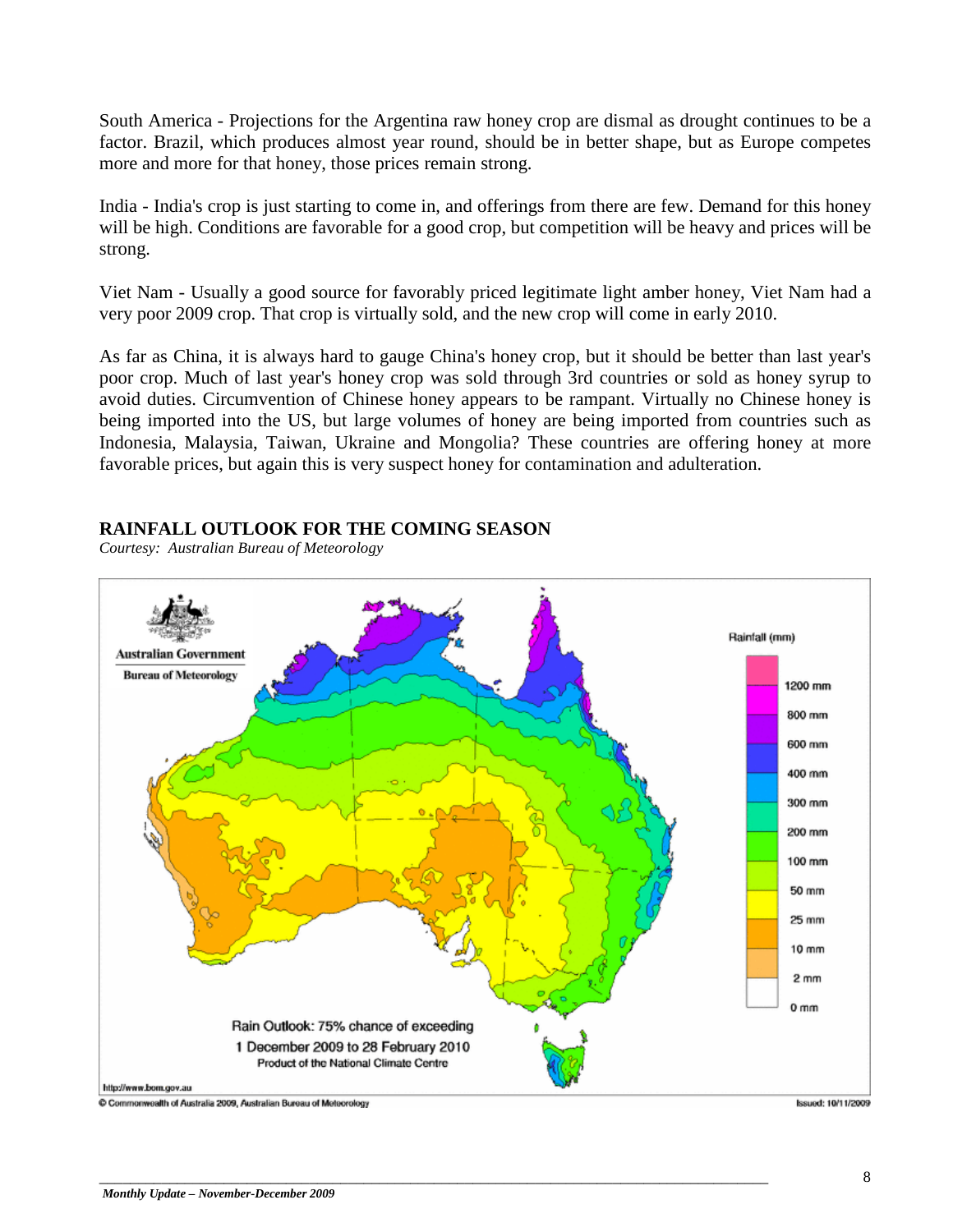South America - Projections for the Argentina raw honey crop are dismal as drought continues to be a factor. Brazil, which produces almost year round, should be in better shape, but as Europe competes more and more for that honey, those prices remain strong.

India - India's crop is just starting to come in, and offerings from there are few. Demand for this honey will be high. Conditions are favorable for a good crop, but competition will be heavy and prices will be strong.

Viet Nam - Usually a good source for favorably priced legitimate light amber honey, Viet Nam had a very poor 2009 crop. That crop is virtually sold, and the new crop will come in early 2010.

As far as China, it is always hard to gauge China's honey crop, but it should be better than last year's poor crop. Much of last year's honey crop was sold through 3rd countries or sold as honey syrup to avoid duties. Circumvention of Chinese honey appears to be rampant. Virtually no Chinese honey is being imported into the US, but large volumes of honey are being imported from countries such as Indonesia, Malaysia, Taiwan, Ukraine and Mongolia? These countries are offering honey at more favorable prices, but again this is very suspect honey for contamination and adulteration.

## RAINFALL OUTLOOK FOR THE COMING SEASON

*Courtesy: Australian Bureau of Meteorology*

Australian Government
Bureau of Meteorology

Rainfall (mm): 1200 mm, 800 mm, 600 mm, 400 mm, 300 mm, 200 mm, 100 mm, 50 mm, 25 mm, 10 mm, 2 mm, 0 mm

Rain Outlook: 75% chance of exceeding
1 December 2009 to 28 February 2010
Product of the National Climate Centre

http://www.bom.gov.au

© Commonwealth of Australia 2009, Australian Bureau of Meteorology

Issued: 10/11/2009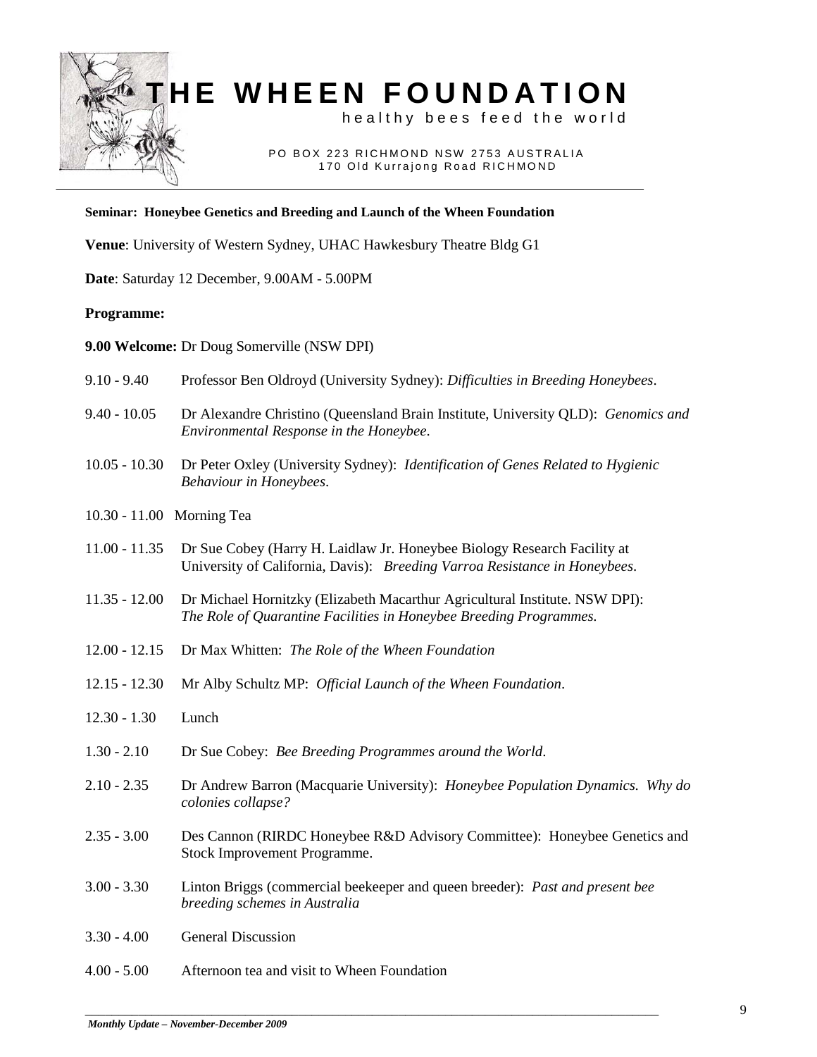# THE WHEEN FOUNDATION

healthy bees feed the world

PO BOX 223 RICHMOND NSW 2753 AUSTRALIA
170 Old Kurrajong Road RICHMOND

**Seminar: Honeybee Genetics and Breeding and Launch of the Wheen Foundation**

**Venue**: University of Western Sydney, UHAC Hawkesbury Theatre Bldg G1

**Date**: Saturday 12 December, 9.00AM - 5.00PM

**Programme:**

**9.00 Welcome:** Dr Doug Somerville (NSW DPI)

| | |
|---|---|
| 9.10 - 9.40 | Professor Ben Oldroyd (University Sydney): *Difficulties in Breeding Honeybees*. |
| 9.40 - 10.05 | Dr Alexandre Christino (Queensland Brain Institute, University QLD): *Genomics and Environmental Response in the Honeybee*. |
| 10.05 - 10.30 | Dr Peter Oxley (University Sydney): *Identification of Genes Related to Hygienic Behaviour in Honeybees*. |
| 10.30 - 11.00 | Morning Tea |
| 11.00 - 11.35 | Dr Sue Cobey (Harry H. Laidlaw Jr. Honeybee Biology Research Facility at University of California, Davis): *Breeding Varroa Resistance in Honeybees*. |
| 11.35 - 12.00 | Dr Michael Hornitzky (Elizabeth Macarthur Agricultural Institute. NSW DPI): *The Role of Quarantine Facilities in Honeybee Breeding Programmes.* |
| 12.00 - 12.15 | Dr Max Whitten: *The Role of the Wheen Foundation* |
| 12.15 - 12.30 | Mr Alby Schultz MP: *Official Launch of the Wheen Foundation*. |
| 12.30 - 1.30 | Lunch |
| 1.30 - 2.10 | Dr Sue Cobey: *Bee Breeding Programmes around the World*. |
| 2.10 - 2.35 | Dr Andrew Barron (Macquarie University): *Honeybee Population Dynamics. Why do colonies collapse?* |
| 2.35 - 3.00 | Des Cannon (RIRDC Honeybee R&D Advisory Committee): Honeybee Genetics and Stock Improvement Programme. |
| 3.00 - 3.30 | Linton Briggs (commercial beekeeper and queen breeder): *Past and present bee breeding schemes in Australia* |
| 3.30 - 4.00 | General Discussion |
| 4.00 - 5.00 | Afternoon tea and visit to Wheen Foundation |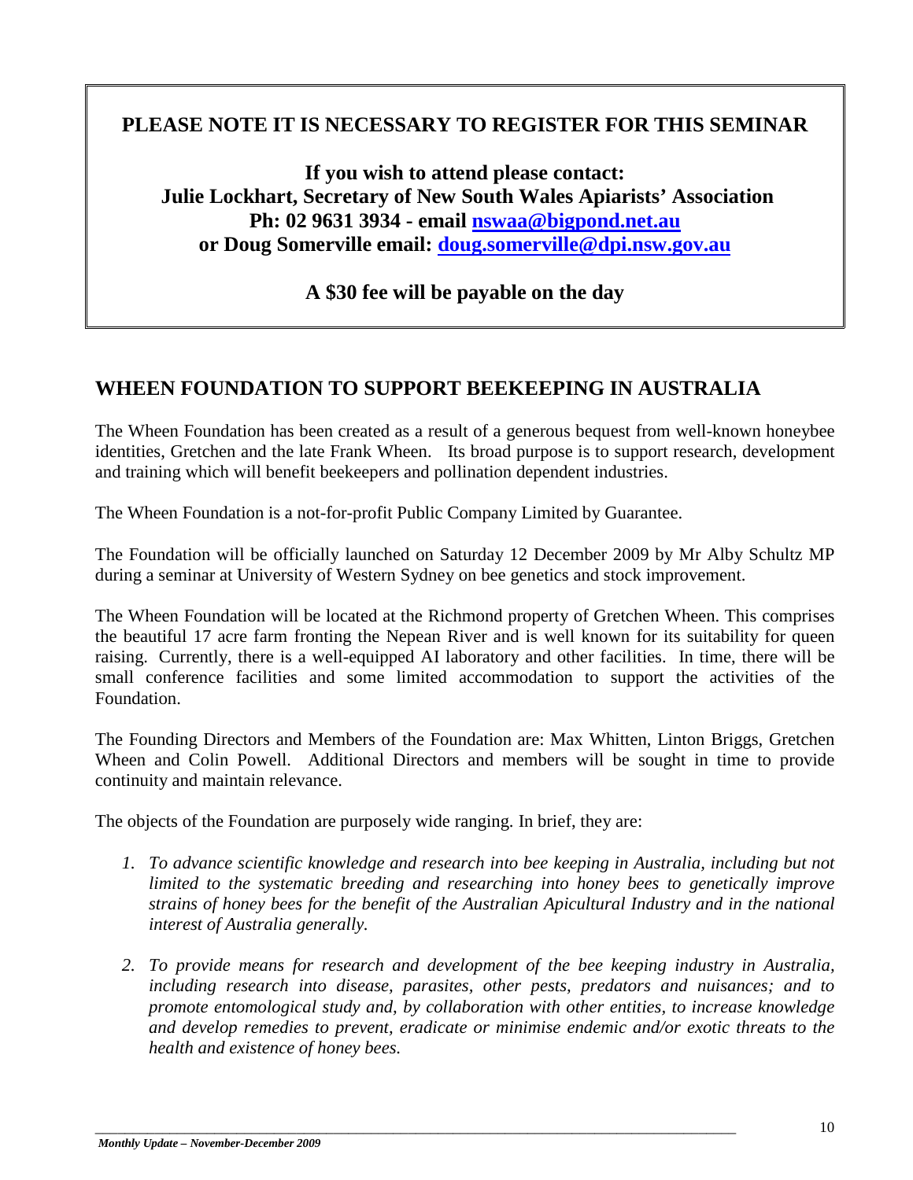**PLEASE NOTE IT IS NECESSARY TO REGISTER FOR THIS SEMINAR**

**If you wish to attend please contact:**
**Julie Lockhart, Secretary of New South Wales Apiarists' Association**
**Ph: 02 9631 3934 - email [nswaa@bigpond.net.au](mailto:nswaa@bigpond.net.au)**
**or Doug Somerville email: [doug.somerville@dpi.nsw.gov.au](mailto:doug.somerville@dpi.nsw.gov.au)**

**A $30 fee will be payable on the day**

## WHEEN FOUNDATION TO SUPPORT BEEKEEPING IN AUSTRALIA

The Wheen Foundation has been created as a result of a generous bequest from well-known honeybee identities, Gretchen and the late Frank Wheen. Its broad purpose is to support research, development and training which will benefit beekeepers and pollination dependent industries.

The Wheen Foundation is a not-for-profit Public Company Limited by Guarantee.

The Foundation will be officially launched on Saturday 12 December 2009 by Mr Alby Schultz MP during a seminar at University of Western Sydney on bee genetics and stock improvement.

The Wheen Foundation will be located at the Richmond property of Gretchen Wheen. This comprises the beautiful 17 acre farm fronting the Nepean River and is well known for its suitability for queen raising. Currently, there is a well-equipped AI laboratory and other facilities. In time, there will be small conference facilities and some limited accommodation to support the activities of the Foundation.

The Founding Directors and Members of the Foundation are: Max Whitten, Linton Briggs, Gretchen Wheen and Colin Powell. Additional Directors and members will be sought in time to provide continuity and maintain relevance.

The objects of the Foundation are purposely wide ranging. In brief, they are:

1. *To advance scientific knowledge and research into bee keeping in Australia, including but not limited to the systematic breeding and researching into honey bees to genetically improve strains of honey bees for the benefit of the Australian Apicultural Industry and in the national interest of Australia generally.*

2. *To provide means for research and development of the bee keeping industry in Australia, including research into disease, parasites, other pests, predators and nuisances; and to promote entomological study and, by collaboration with other entities, to increase knowledge and develop remedies to prevent, eradicate or minimise endemic and/or exotic threats to the health and existence of honey bees.*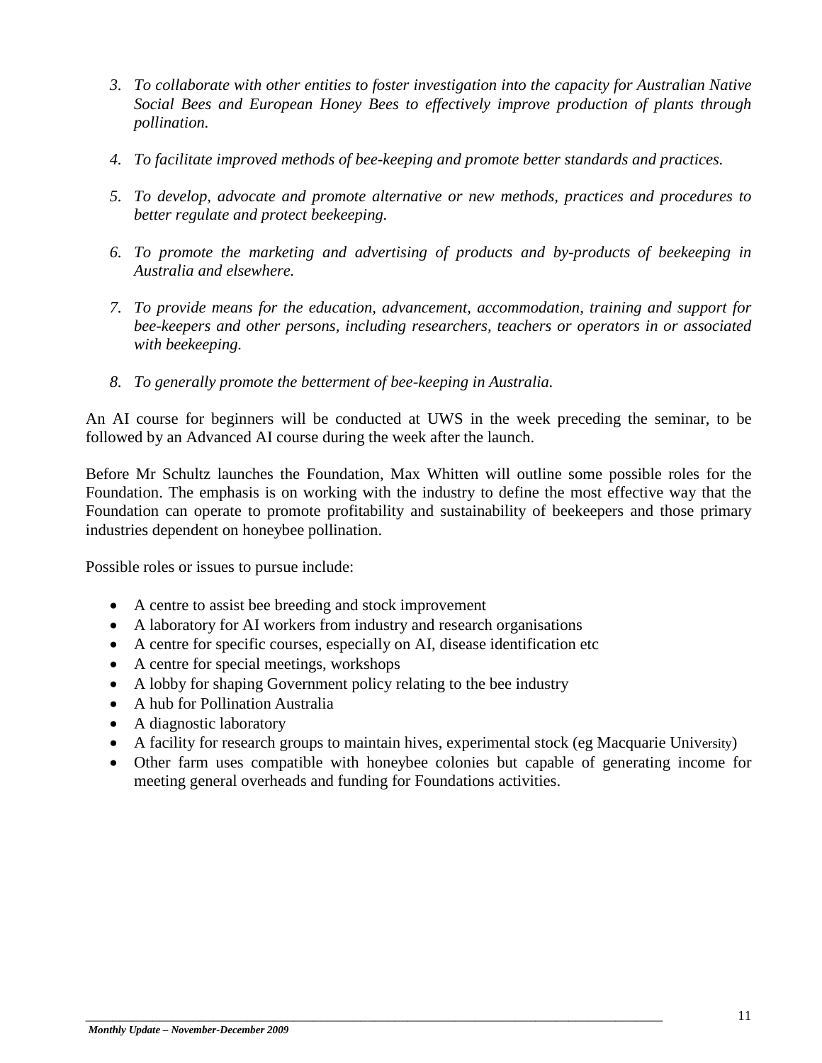3. *To collaborate with other entities to foster investigation into the capacity for Australian Native Social Bees and European Honey Bees to effectively improve production of plants through pollination.*

4. *To facilitate improved methods of bee-keeping and promote better standards and practices.*

5. *To develop, advocate and promote alternative or new methods, practices and procedures to better regulate and protect beekeeping.*

6. *To promote the marketing and advertising of products and by-products of beekeeping in Australia and elsewhere.*

7. *To provide means for the education, advancement, accommodation, training and support for bee-keepers and other persons, including researchers, teachers or operators in or associated with beekeeping.*

8. *To generally promote the betterment of bee-keeping in Australia.*

An AI course for beginners will be conducted at UWS in the week preceding the seminar, to be followed by an Advanced AI course during the week after the launch.

Before Mr Schultz launches the Foundation, Max Whitten will outline some possible roles for the Foundation. The emphasis is on working with the industry to define the most effective way that the Foundation can operate to promote profitability and sustainability of beekeepers and those primary industries dependent on honeybee pollination.

Possible roles or issues to pursue include:

- A centre to assist bee breeding and stock improvement
- A laboratory for AI workers from industry and research organisations
- A centre for specific courses, especially on AI, disease identification etc
- A centre for special meetings, workshops
- A lobby for shaping Government policy relating to the bee industry
- A hub for Pollination Australia
- A diagnostic laboratory
- A facility for research groups to maintain hives, experimental stock (eg Macquarie University)
- Other farm uses compatible with honeybee colonies but capable of generating income for meeting general overheads and funding for Foundations activities.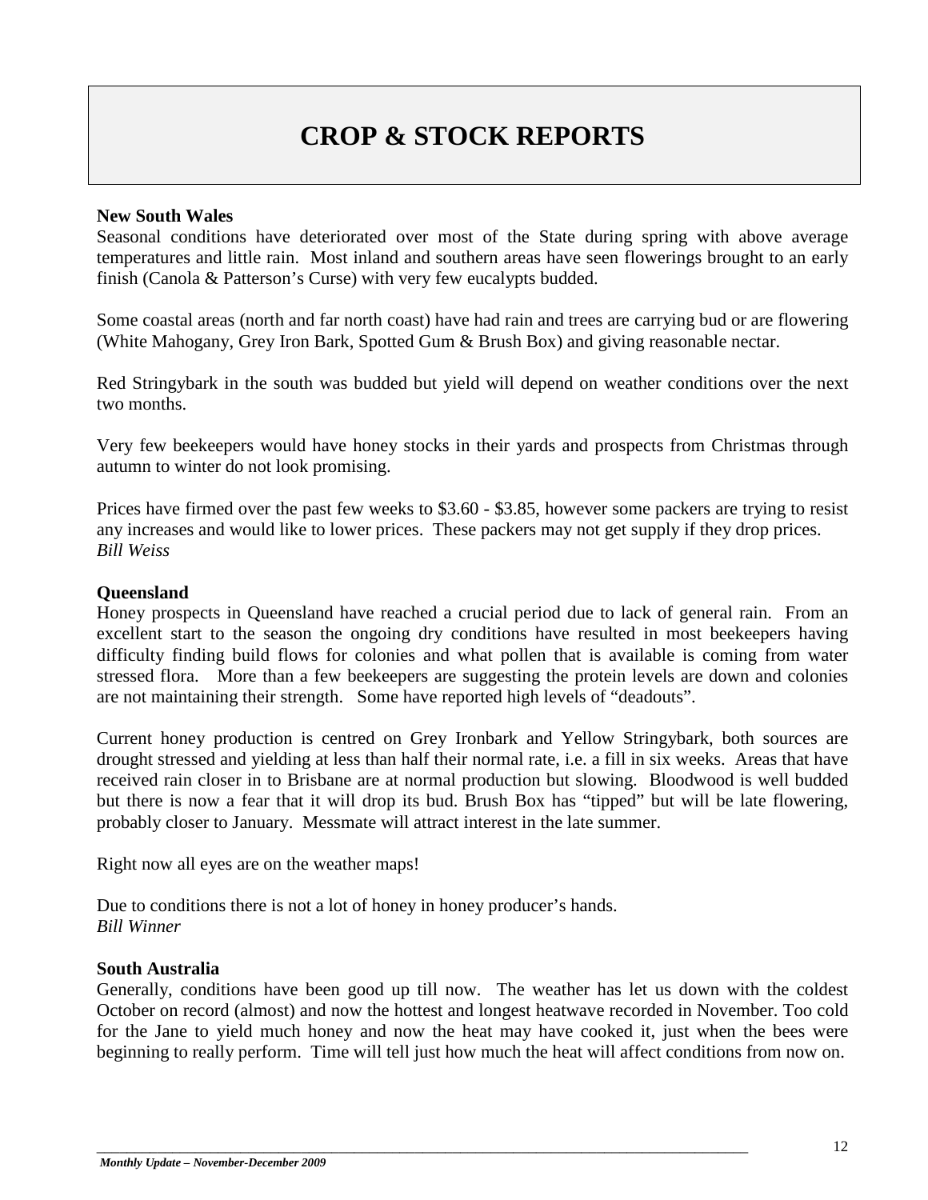# CROP & STOCK REPORTS

**New South Wales**

Seasonal conditions have deteriorated over most of the State during spring with above average temperatures and little rain. Most inland and southern areas have seen flowerings brought to an early finish (Canola & Patterson's Curse) with very few eucalypts budded.

Some coastal areas (north and far north coast) have had rain and trees are carrying bud or are flowering (White Mahogany, Grey Iron Bark, Spotted Gum & Brush Box) and giving reasonable nectar.

Red Stringybark in the south was budded but yield will depend on weather conditions over the next two months.

Very few beekeepers would have honey stocks in their yards and prospects from Christmas through autumn to winter do not look promising.

Prices have firmed over the past few weeks to $3.60 - $3.85, however some packers are trying to resist any increases and would like to lower prices. These packers may not get supply if they drop prices.
*Bill Weiss*

**Queensland**

Honey prospects in Queensland have reached a crucial period due to lack of general rain. From an excellent start to the season the ongoing dry conditions have resulted in most beekeepers having difficulty finding build flows for colonies and what pollen that is available is coming from water stressed flora. More than a few beekeepers are suggesting the protein levels are down and colonies are not maintaining their strength. Some have reported high levels of "deadouts".

Current honey production is centred on Grey Ironbark and Yellow Stringybark, both sources are drought stressed and yielding at less than half their normal rate, i.e. a fill in six weeks. Areas that have received rain closer in to Brisbane are at normal production but slowing. Bloodwood is well budded but there is now a fear that it will drop its bud. Brush Box has "tipped" but will be late flowering, probably closer to January. Messmate will attract interest in the late summer.

Right now all eyes are on the weather maps!

Due to conditions there is not a lot of honey in honey producer's hands.
*Bill Winner*

**South Australia**

Generally, conditions have been good up till now. The weather has let us down with the coldest October on record (almost) and now the hottest and longest heatwave recorded in November. Too cold for the Jane to yield much honey and now the heat may have cooked it, just when the bees were beginning to really perform. Time will tell just how much the heat will affect conditions from now on.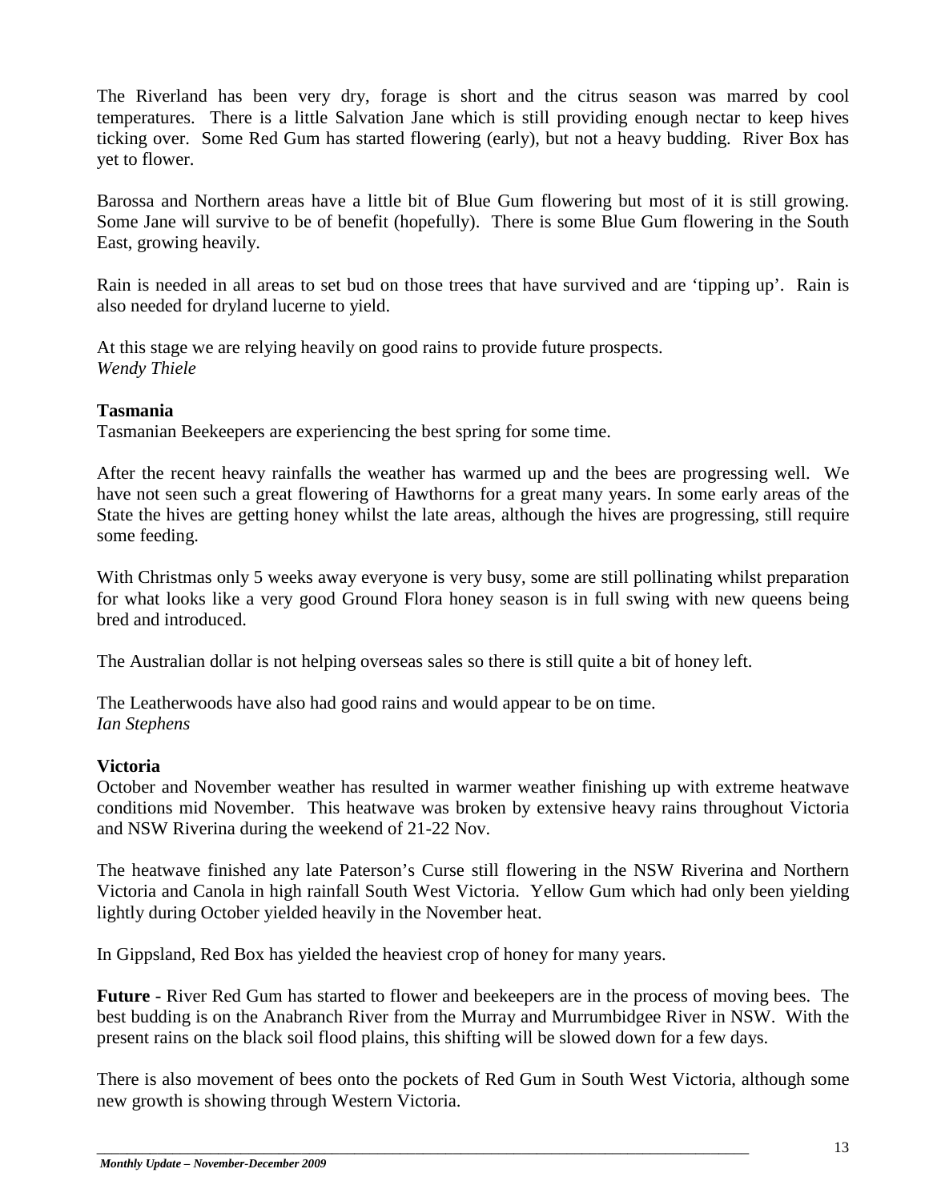The Riverland has been very dry, forage is short and the citrus season was marred by cool temperatures. There is a little Salvation Jane which is still providing enough nectar to keep hives ticking over. Some Red Gum has started flowering (early), but not a heavy budding. River Box has yet to flower.

Barossa and Northern areas have a little bit of Blue Gum flowering but most of it is still growing. Some Jane will survive to be of benefit (hopefully). There is some Blue Gum flowering in the South East, growing heavily.

Rain is needed in all areas to set bud on those trees that have survived and are 'tipping up'. Rain is also needed for dryland lucerne to yield.

At this stage we are relying heavily on good rains to provide future prospects.
*Wendy Thiele*

**Tasmania**
Tasmanian Beekeepers are experiencing the best spring for some time.

After the recent heavy rainfalls the weather has warmed up and the bees are progressing well. We have not seen such a great flowering of Hawthorns for a great many years. In some early areas of the State the hives are getting honey whilst the late areas, although the hives are progressing, still require some feeding.

With Christmas only 5 weeks away everyone is very busy, some are still pollinating whilst preparation for what looks like a very good Ground Flora honey season is in full swing with new queens being bred and introduced.

The Australian dollar is not helping overseas sales so there is still quite a bit of honey left.

The Leatherwoods have also had good rains and would appear to be on time.
*Ian Stephens*

**Victoria**
October and November weather has resulted in warmer weather finishing up with extreme heatwave conditions mid November. This heatwave was broken by extensive heavy rains throughout Victoria and NSW Riverina during the weekend of 21-22 Nov.

The heatwave finished any late Paterson's Curse still flowering in the NSW Riverina and Northern Victoria and Canola in high rainfall South West Victoria. Yellow Gum which had only been yielding lightly during October yielded heavily in the November heat.

In Gippsland, Red Box has yielded the heaviest crop of honey for many years.

**Future** - River Red Gum has started to flower and beekeepers are in the process of moving bees. The best budding is on the Anabranch River from the Murray and Murrumbidgee River in NSW. With the present rains on the black soil flood plains, this shifting will be slowed down for a few days.

There is also movement of bees onto the pockets of Red Gum in South West Victoria, although some new growth is showing through Western Victoria.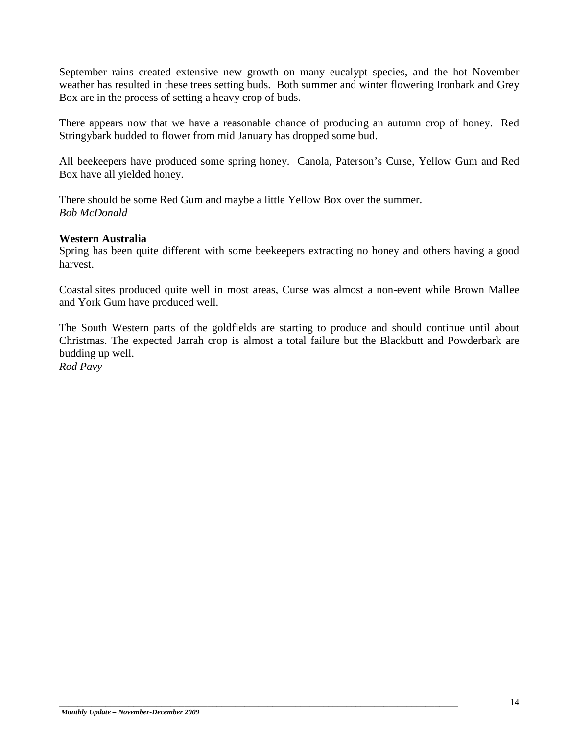September rains created extensive new growth on many eucalypt species, and the hot November weather has resulted in these trees setting buds. Both summer and winter flowering Ironbark and Grey Box are in the process of setting a heavy crop of buds.

There appears now that we have a reasonable chance of producing an autumn crop of honey. Red Stringybark budded to flower from mid January has dropped some bud.

All beekeepers have produced some spring honey. Canola, Paterson's Curse, Yellow Gum and Red Box have all yielded honey.

There should be some Red Gum and maybe a little Yellow Box over the summer.
*Bob McDonald*

**Western Australia**
Spring has been quite different with some beekeepers extracting no honey and others having a good harvest.

Coastal sites produced quite well in most areas, Curse was almost a non-event while Brown Mallee and York Gum have produced well.

The South Western parts of the goldfields are starting to produce and should continue until about Christmas. The expected Jarrah crop is almost a total failure but the Blackbutt and Powderbark are budding up well.
*Rod Pavy*